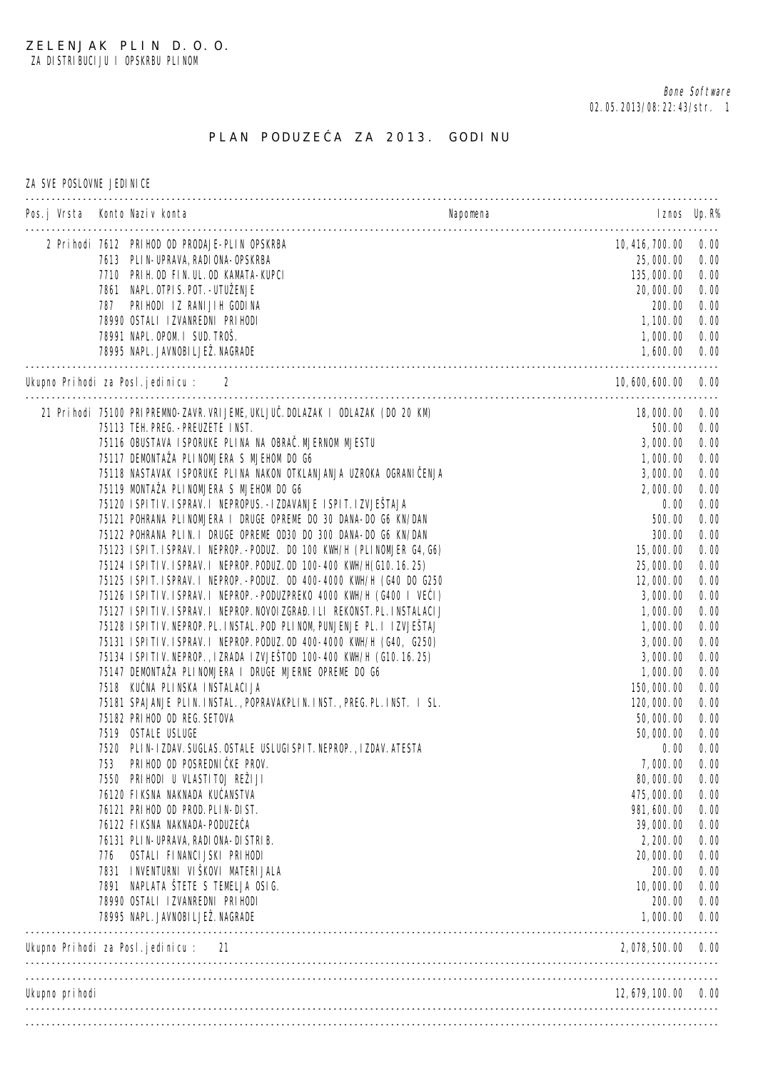ZELENJAK PLIN D.O.O.
ZA DISTRIBUCIJU I OPSKRBU PLINOM

Bone Software
02.05.2013/08:22:43/str. 1

# PLAN PODUZEĆA ZA 2013. GODINU

ZA SVE POSLOVNE JEDINICE

| Pos.j | Vrsta | Konto | Naziv konta | Napomena | Iznos | Up.R% |
|---|---|---|---|---|---|---|
| 2 | Prihodi | 7612 | PRIHOD OD PRODAJE-PLIN OPSKRBA | | 10,416,700.00 | 0.00 |
| | | 7613 | PLIN-UPRAVA,RADIONA-OPSKRBA | | 25,000.00 | 0.00 |
| | | 7710 | PRIH.OD FIN.UL.OD KAMATA-KUPCI | | 135,000.00 | 0.00 |
| | | 7861 | NAPL.OTPIS.POT.-UTUŽENJE | | 20,000.00 | 0.00 |
| | | 787 | PRIHODI IZ RANIJIH GODINA | | 200.00 | 0.00 |
| | | 78990 | OSTALI IZVANREDNI PRIHODI | | 1,100.00 | 0.00 |
| | | 78991 | NAPL.OPOM.I SUD.TROŠ. | | 1,000.00 | 0.00 |
| | | 78995 | NAPL.JAVNOBILJEŽ.NAGRADE | | 1,600.00 | 0.00 |
| Ukupno Prihodi za Posl.jedinicu : 2 | | | | | 10,600,600.00 | 0.00 |
| 21 | Prihodi | 75100 | PRIPREMNO-ZAVR.VRIJEME,UKLJUČ.DOLAZAK I ODLAZAK (DO 20 KM) | | 18,000.00 | 0.00 |
| | | 75113 | TEH.PREG.-PREUZETE INST. | | 500.00 | 0.00 |
| | | 75116 | OBUSTAVA ISPORUKE PLINA NA OBRAČ.MJERNOM MJESTU | | 3,000.00 | 0.00 |
| | | 75117 | DEMONTAŽA PLINOMJERA S MJEHOM DO G6 | | 1,000.00 | 0.00 |
| | | 75118 | NASTAVAK ISPORUKE PLINA NAKON OTKLANJANJA UZROKA OGRANIČENJA | | 3,000.00 | 0.00 |
| | | 75119 | MONTAŽA PLINOMJERA S MJEHOM DO G6 | | 2,000.00 | 0.00 |
| | | 75120 | ISPITIV.ISPRAV.I NEPROPUS.-IZDAVANJE ISPIT.IZVJEŠTAJA | | 0.00 | 0.00 |
| | | 75121 | POHRANA PLINOMJERA I DRUGE OPREME DO 30 DANA-DO G6 KN/DAN | | 500.00 | 0.00 |
| | | 75122 | POHRANA PLIN.I DRUGE OPREME OD30 DO 300 DANA-DO G6 KN/DAN | | 300.00 | 0.00 |
| | | 75123 | ISPIT.ISPRAV.I NEPROP.-PODUZ. DO 100 KWH/H (PLINOMJER G4,G6) | | 15,000.00 | 0.00 |
| | | 75124 | ISPITIV.ISPRAV.I NEPROP.PODUZ.OD 100-400 KWH/H(G10.16.25) | | 25,000.00 | 0.00 |
| | | 75125 | ISPIT.ISPRAV.I NEPROP.-PODUZ. OD 400-4000 KWH/H (G40 DO G250 | | 12,000.00 | 0.00 |
| | | 75126 | ISPITIV.ISPRAV.I NEPROP.-PODUZPREKO 4000 KWH/H (G400 I VEĆI) | | 3,000.00 | 0.00 |
| | | 75127 | ISPITIV.ISPRAV.I NEPROP.NOVOIZGRAĐ.ILI REKONST.PL.INSTALACIJ | | 1,000.00 | 0.00 |
| | | 75128 | ISPITIV.NEPROP.PL.INSTAL.POD PLINOM,PUNJENJE PL.I IZVJEŠTAJ | | 1,000.00 | 0.00 |
| | | 75131 | ISPITIV.ISPRAV.I NEPROP.PODUZ.OD 400-4000 KWH/H (G40, G250) | | 3,000.00 | 0.00 |
| | | 75134 | ISPITIV.NEPROP.,IZRADA IZVJEŠTOD 100-400 KWH/H (G10.16.25) | | 3,000.00 | 0.00 |
| | | 75147 | DEMONTAŽA PLINOMJERA I DRUGE MJERNE OPREME DO G6 | | 1,000.00 | 0.00 |
| | | 7518 | KUĆNA PLINSKA INSTALACIJA | | 150,000.00 | 0.00 |
| | | 75181 | SPAJANJE PLIN.INSTAL.,POPRAVAKPLIN.INST.,PREG.PL.INST. I SL. | | 120,000.00 | 0.00 |
| | | 75182 | PRIHOD OD REG.SETOVA | | 50,000.00 | 0.00 |
| | | 7519 | OSTALE USLUGE | | 50,000.00 | 0.00 |
| | | 7520 | PLIN-IZDAV.SUGLAS.OSTALE USLUGISPIT.NEPROP.,IZDAV.ATESTA | | 0.00 | 0.00 |
| | | 753 | PRIHOD OD POSREDNIČKE PROV. | | 7,000.00 | 0.00 |
| | | 7550 | PRIHODI U VLASTITOJ REŽIJI | | 80,000.00 | 0.00 |
| | | 76120 | FIKSNA NAKNADA KUĆANSTVA | | 475,000.00 | 0.00 |
| | | 76121 | PRIHOD OD PROD.PLIN-DIST. | | 981,600.00 | 0.00 |
| | | 76122 | FIKSNA NAKNADA-PODUZEĆA | | 39,000.00 | 0.00 |
| | | 76131 | PLIN-UPRAVA,RADIONA-DISTRIB. | | 2,200.00 | 0.00 |
| | | 776 | OSTALI FINANCIJSKI PRIHODI | | 20,000.00 | 0.00 |
| | | 7831 | INVENTURNI VIŠKOVI MATERIJALA | | 200.00 | 0.00 |
| | | 7891 | NAPLATA ŠTETE S TEMELJA OSIG. | | 10,000.00 | 0.00 |
| | | 78990 | OSTALI IZVANREDNI PRIHODI | | 200.00 | 0.00 |
| | | 78995 | NAPL.JAVNOBILJEŽ.NAGRADE | | 1,000.00 | 0.00 |
| Ukupno Prihodi za Posl.jedinicu : 21 | | | | | 2,078,500.00 | 0.00 |
| Ukupno prihodi | | | | | 12,679,100.00 | 0.00 |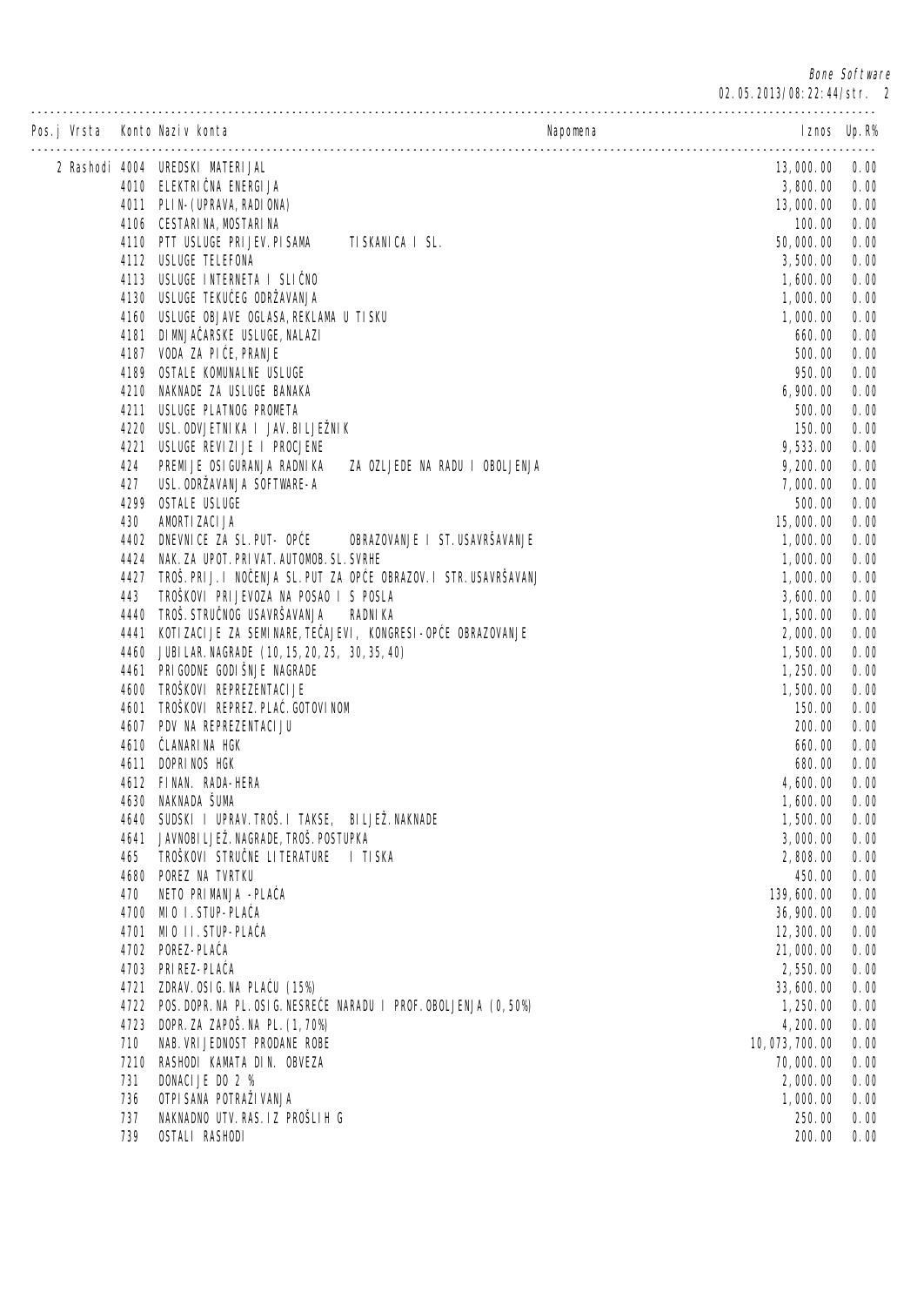| Pos.j | Vrsta | Konto | Naziv konta | Napomena | Iznos | Up.R% |
|---|---|---|---|---|---|---|
| 2 | Rashodi | 4004 | UREDSKI MATERIJAL | | 13,000.00 | 0.00 |
| | | 4010 | ELEKTRIČNA ENERGIJA | | 3,800.00 | 0.00 |
| | | 4011 | PLIN-(UPRAVA,RADIONA) | | 13,000.00 | 0.00 |
| | | 4106 | CESTARINA,MOSTARINA | | 100.00 | 0.00 |
| | | 4110 | PTT USLUGE PRIJEV.PISAMA TISKANICA I SL. | | 50,000.00 | 0.00 |
| | | 4112 | USLUGE TELEFONA | | 3,500.00 | 0.00 |
| | | 4113 | USLUGE INTERNETA I SLIČNO | | 1,600.00 | 0.00 |
| | | 4130 | USLUGE TEKUĆEG ODRŽAVANJA | | 1,000.00 | 0.00 |
| | | 4160 | USLUGE OBJAVE OGLASA,REKLAMA U TISKU | | 1,000.00 | 0.00 |
| | | 4181 | DIMNJAČARSKE USLUGE,NALAZI | | 660.00 | 0.00 |
| | | 4187 | VODA ZA PIĆE,PRANJE | | 500.00 | 0.00 |
| | | 4189 | OSTALE KOMUNALNE USLUGE | | 950.00 | 0.00 |
| | | 4210 | NAKNADE ZA USLUGE BANAKA | | 6,900.00 | 0.00 |
| | | 4211 | USLUGE PLATNOG PROMETA | | 500.00 | 0.00 |
| | | 4220 | USL.ODVJETNIKA I JAV.BILJEŽNIK | | 150.00 | 0.00 |
| | | 4221 | USLUGE REVIZIJE I PROCJENE | | 9,533.00 | 0.00 |
| | | 424 | PREMIJE OSIGURANJA RADNIKA ZA OZLJEDE NA RADU I OBOLJENJA | | 9,200.00 | 0.00 |
| | | 427 | USL.ODRŽAVANJA SOFTWARE-A | | 7,000.00 | 0.00 |
| | | 4299 | OSTALE USLUGE | | 500.00 | 0.00 |
| | | 430 | AMORTIZACIJA | | 15,000.00 | 0.00 |
| | | 4402 | DNEVNICE ZA SL.PUT- OPĆE OBRAZOVANJE I ST.USAVRŠAVANJE | | 1,000.00 | 0.00 |
| | | 4424 | NAK.ZA UPOT.PRIVAT.AUTOMOB.SL.SVRHE | | 1,000.00 | 0.00 |
| | | 4427 | TROŠ.PRIJ.I NOĆENJA SL.PUT ZA OPĆE OBRAZOV.I STR.USAVRŠAVANJ | | 1,000.00 | 0.00 |
| | | 443 | TROŠKOVI PRIJEVOZA NA POSAO I S POSLA | | 3,600.00 | 0.00 |
| | | 4440 | TROŠ.STRUČNOG USAVRŠAVANJA RADNIKA | | 1,500.00 | 0.00 |
| | | 4441 | KOTIZACIJE ZA SEMINARE,TEČAJEVI, KONGRESI-OPĆE OBRAZOVANJE | | 2,000.00 | 0.00 |
| | | 4460 | JUBILAR.NAGRADE (10,15,20,25, 30,35,40) | | 1,500.00 | 0.00 |
| | | 4461 | PRIGODNE GODIŠNJE NAGRADE | | 1,250.00 | 0.00 |
| | | 4600 | TROŠKOVI REPREZENTACIJE | | 1,500.00 | 0.00 |
| | | 4601 | TROŠKOVI REPREZ.PLAĆ.GOTOVINOM | | 150.00 | 0.00 |
| | | 4607 | PDV NA REPREZENTACIJU | | 200.00 | 0.00 |
| | | 4610 | ČLANARINA HGK | | 660.00 | 0.00 |
| | | 4611 | DOPRINOS HGK | | 680.00 | 0.00 |
| | | 4612 | FINAN. RADA-HERA | | 4,600.00 | 0.00 |
| | | 4630 | NAKNADA ŠUMA | | 1,600.00 | 0.00 |
| | | 4640 | SUDSKI I UPRAV.TROŠ.I TAKSE, BILJEŽ.NAKNADE | | 1,500.00 | 0.00 |
| | | 4641 | JAVNOBILJEŽ.NAGRADE,TROŠ.POSTUPKA | | 3,000.00 | 0.00 |
| | | 465 | TROŠKOVI STRUČNE LITERATURE I TISKA | | 2,808.00 | 0.00 |
| | | 4680 | POREZ NA TVRTKU | | 450.00 | 0.00 |
| | | 470 | NETO PRIMANJA -PLAĆA | | 139,600.00 | 0.00 |
| | | 4700 | MIO I.STUP-PLAĆA | | 36,900.00 | 0.00 |
| | | 4701 | MIO II.STUP-PLAĆA | | 12,300.00 | 0.00 |
| | | 4702 | POREZ-PLAĆA | | 21,000.00 | 0.00 |
| | | 4703 | PRIREZ-PLAĆA | | 2,550.00 | 0.00 |
| | | 4721 | ZDRAV.OSIG.NA PLAĆU (15%) | | 33,600.00 | 0.00 |
| | | 4722 | POS.DOPR.NA PL.OSIG.NESREĆE NARADU I PROF.OBOLJENJA (0,50%) | | 1,250.00 | 0.00 |
| | | 4723 | DOPR.ZA ZAPOŠ.NA PL.(1,70%) | | 4,200.00 | 0.00 |
| | | 710 | NAB.VRIJEDNOST PRODANE ROBE | | 10,073,700.00 | 0.00 |
| | | 7210 | RASHODI KAMATA DIN. OBVEZA | | 70,000.00 | 0.00 |
| | | 731 | DONACIJE DO 2 % | | 2,000.00 | 0.00 |
| | | 736 | OTPISANA POTRAŽIVANJA | | 1,000.00 | 0.00 |
| | | 737 | NAKNADNO UTV.RAS.IZ PROŠLIH G | | 250.00 | 0.00 |
| | | 739 | OSTALI RASHODI | | 200.00 | 0.00 |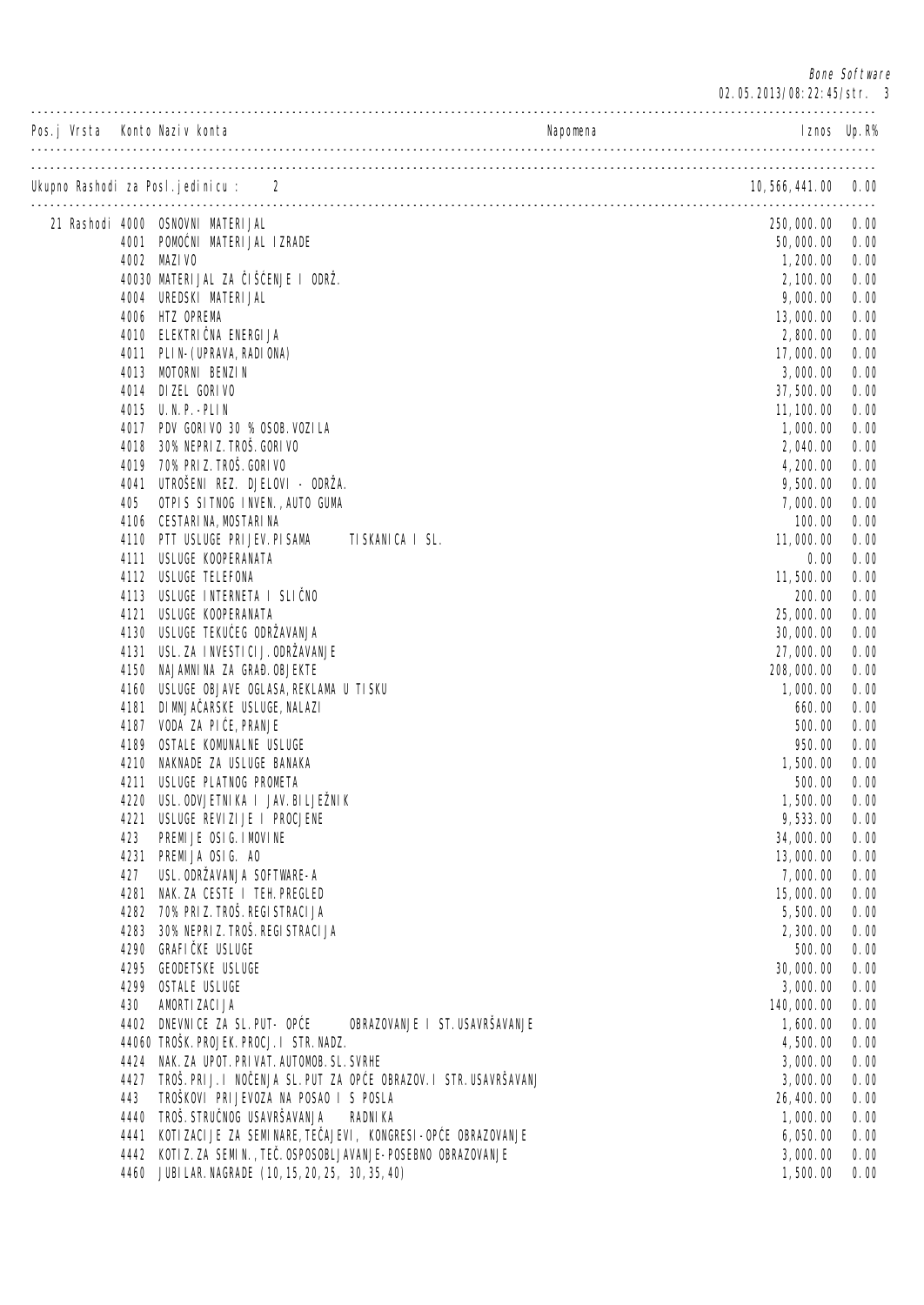| Pos.j | Vrsta | Konto | Naziv konta | Napomena | Iznos | Up.R% |
|---|---|---|---|---|---|---|
| Ukupno Rashodi za Posl.jedinicu : 2 | | | | | 10,566,441.00 | 0.00 |
| 21 | Rashodi | 4000 | OSNOVNI MATERIJAL | | 250,000.00 | 0.00 |
| | | 4001 | POMOĆNI MATERIJAL IZRADE | | 50,000.00 | 0.00 |
| | | 4002 | MAZIVO | | 1,200.00 | 0.00 |
| | | 40030 | MATERIJAL ZA ČIŠĆENJE I ODRŽ. | | 2,100.00 | 0.00 |
| | | 4004 | UREDSKI MATERIJAL | | 9,000.00 | 0.00 |
| | | 4006 | HTZ OPREMA | | 13,000.00 | 0.00 |
| | | 4010 | ELEKTRIČNA ENERGIJA | | 2,800.00 | 0.00 |
| | | 4011 | PLIN-(UPRAVA,RADIONA) | | 17,000.00 | 0.00 |
| | | 4013 | MOTORNI BENZIN | | 3,000.00 | 0.00 |
| | | 4014 | DIZEL GORIVO | | 37,500.00 | 0.00 |
| | | 4015 | U.N.P.-PLIN | | 11,100.00 | 0.00 |
| | | 4017 | PDV GORIVO 30 % OSOB.VOZILA | | 1,000.00 | 0.00 |
| | | 4018 | 30% NEPRIZ.TROŠ.GORIVO | | 2,040.00 | 0.00 |
| | | 4019 | 70% PRIZ.TROŠ.GORIVO | | 4,200.00 | 0.00 |
| | | 4041 | UTROŠENI REZ. DJELOVI - ODRŽA. | | 9,500.00 | 0.00 |
| | | 405 | OTPIS SITNOG INVEN.,AUTO GUMA | | 7,000.00 | 0.00 |
| | | 4106 | CESTARINA,MOSTARINA | | 100.00 | 0.00 |
| | | 4110 | PTT USLUGE PRIJEV.PISAMA TISKANICA I SL. | | 11,000.00 | 0.00 |
| | | 4111 | USLUGE KOOPERANATA | | 0.00 | 0.00 |
| | | 4112 | USLUGE TELEFONA | | 11,500.00 | 0.00 |
| | | 4113 | USLUGE INTERNETA I SLIČNO | | 200.00 | 0.00 |
| | | 4121 | USLUGE KOOPERANATA | | 25,000.00 | 0.00 |
| | | 4130 | USLUGE TEKUĆEG ODRŽAVANJA | | 30,000.00 | 0.00 |
| | | 4131 | USL.ZA INVESTICIJ.ODRŽAVANJE | | 27,000.00 | 0.00 |
| | | 4150 | NAJAMNINA ZA GRAĐ.OBJEKTE | | 208,000.00 | 0.00 |
| | | 4160 | USLUGE OBJAVE OGLASA,REKLAMA U TISKU | | 1,000.00 | 0.00 |
| | | 4181 | DIMNJAĆARSKE USLUGE,NALAZI | | 660.00 | 0.00 |
| | | 4187 | VODA ZA PIĆE,PRANJE | | 500.00 | 0.00 |
| | | 4189 | OSTALE KOMUNALNE USLUGE | | 950.00 | 0.00 |
| | | 4210 | NAKNADE ZA USLUGE BANAKA | | 1,500.00 | 0.00 |
| | | 4211 | USLUGE PLATNOG PROMETA | | 500.00 | 0.00 |
| | | 4220 | USL.ODVJETNIKA I JAV.BILJEŽNIK | | 1,500.00 | 0.00 |
| | | 4221 | USLUGE REVIZIJE I PROCJENE | | 9,533.00 | 0.00 |
| | | 423 | PREMIJE OSIG.IMOVINE | | 34,000.00 | 0.00 |
| | | 4231 | PREMIJA OSIG. AO | | 13,000.00 | 0.00 |
| | | 427 | USL.ODRŽAVANJA SOFTWARE-A | | 7,000.00 | 0.00 |
| | | 4281 | NAK.ZA CESTE I TEH.PREGLED | | 15,000.00 | 0.00 |
| | | 4282 | 70% PRIZ.TROŠ.REGISTRACIJA | | 5,500.00 | 0.00 |
| | | 4283 | 30% NEPRIZ.TROŠ.REGISTRACIJA | | 2,300.00 | 0.00 |
| | | 4290 | GRAFIČKE USLUGE | | 500.00 | 0.00 |
| | | 4295 | GEODETSKE USLUGE | | 30,000.00 | 0.00 |
| | | 4299 | OSTALE USLUGE | | 3,000.00 | 0.00 |
| | | 430 | AMORTIZACIJA | | 140,000.00 | 0.00 |
| | | 4402 | DNEVNICE ZA SL.PUT- OPĆE OBRAZOVANJE I ST.USAVRŠAVANJE | | 1,600.00 | 0.00 |
| | | 44060 | TROŠK.PROJEK.PROCJ.I STR.NADZ. | | 4,500.00 | 0.00 |
| | | 4424 | NAK.ZA UPOT.PRIVAT.AUTOMOB.SL.SVRHE | | 3,000.00 | 0.00 |
| | | 4427 | TROŠ.PRIJ.I NOĆENJA SL.PUT ZA OPĆE OBRAZOV.I STR.USAVRŠAVANJ | | 3,000.00 | 0.00 |
| | | 443 | TROŠKOVI PRIJEVOZA NA POSAO I S POSLA | | 26,400.00 | 0.00 |
| | | 4440 | TROŠ.STRUČNOG USAVRŠAVANJA RADNIKA | | 1,000.00 | 0.00 |
| | | 4441 | KOTIZACIJE ZA SEMINARE,TEČAJEVI, KONGRESI-OPĆE OBRAZOVANJE | | 6,050.00 | 0.00 |
| | | 4442 | KOTIZ.ZA SEMIN.,TEČ.OSPOSOBLJAVANJE-POSEBNO OBRAZOVANJE | | 3,000.00 | 0.00 |
| | | 4460 | JUBILAR.NAGRADE (10,15,20,25, 30,35,40) | | 1,500.00 | 0.00 |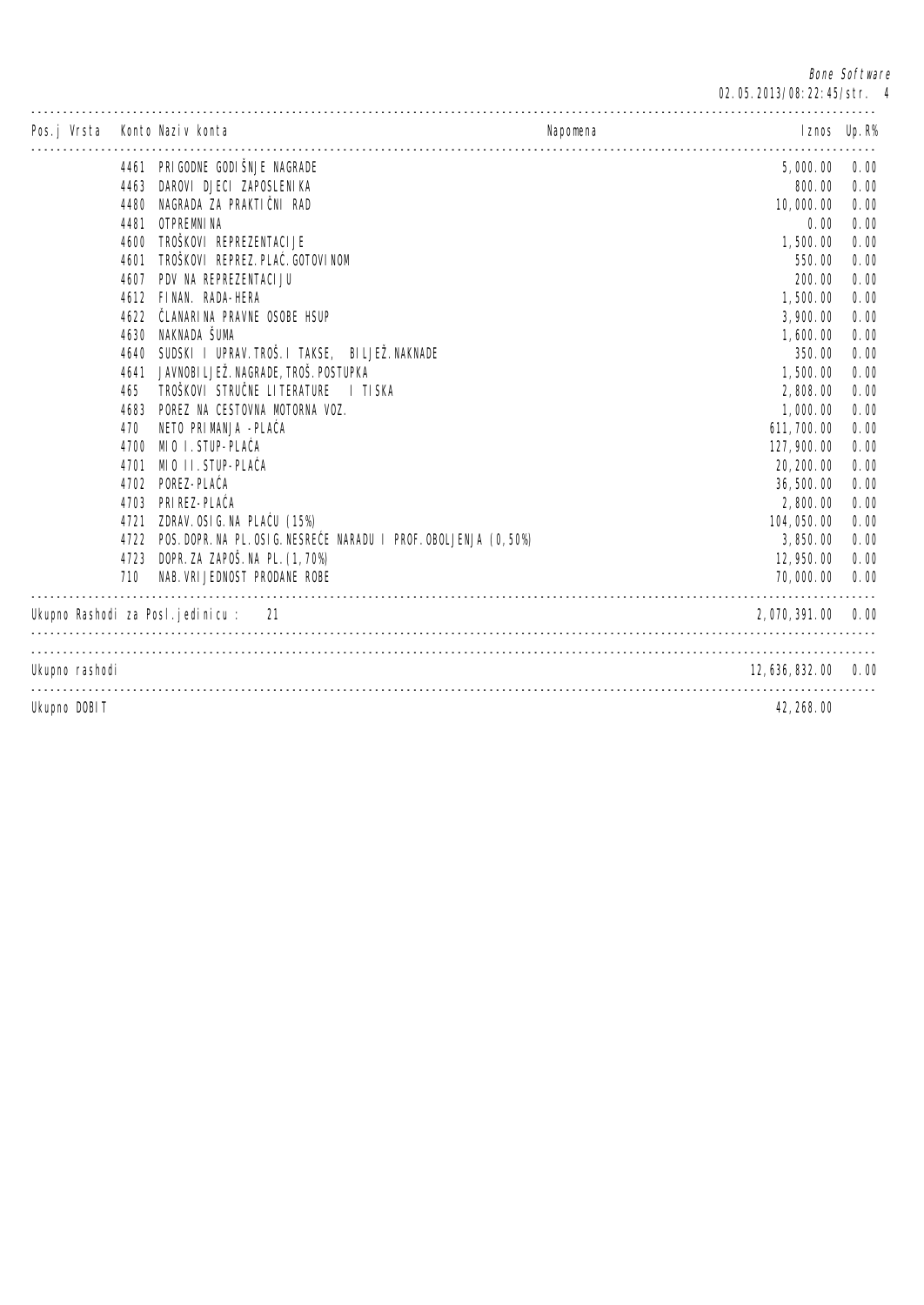| Pos.j | Vrsta | Konto | Naziv konta | Napomena | Iznos | Up.R% |
|---|---|---|---|---|---|---|
| | | 4461 | PRIGODNE GODIŠNJE NAGRADE | | 5,000.00 | 0.00 |
| | | 4463 | DAROVI DJECI ZAPOSLENIKA | | 800.00 | 0.00 |
| | | 4480 | NAGRADA ZA PRAKTIČNI RAD | | 10,000.00 | 0.00 |
| | | 4481 | OTPREMNINA | | 0.00 | 0.00 |
| | | 4600 | TROŠKOVI REPREZENTACIJE | | 1,500.00 | 0.00 |
| | | 4601 | TROŠKOVI REPREZ.PLAĆ.GOTOVINOM | | 550.00 | 0.00 |
| | | 4607 | PDV NA REPREZENTACIJU | | 200.00 | 0.00 |
| | | 4612 | FINAN. RADA-HERA | | 1,500.00 | 0.00 |
| | | 4622 | ČLANARINA PRAVNE OSOBE HSUP | | 3,900.00 | 0.00 |
| | | 4630 | NAKNADA ŠUMA | | 1,600.00 | 0.00 |
| | | 4640 | SUDSKI I UPRAV.TROŠ.I TAKSE, BILJEŽ.NAKNADE | | 350.00 | 0.00 |
| | | 4641 | JAVNOBILJEŽ.NAGRADE,TROŠ.POSTUPKA | | 1,500.00 | 0.00 |
| | | 465 | TROŠKOVI STRUČNE LITERATURE I TISKA | | 2,808.00 | 0.00 |
| | | 4683 | POREZ NA CESTOVNA MOTORNA VOZ. | | 1,000.00 | 0.00 |
| | | 470 | NETO PRIMANJA -PLAĆA | | 611,700.00 | 0.00 |
| | | 4700 | MIO I.STUP-PLAĆA | | 127,900.00 | 0.00 |
| | | 4701 | MIO II.STUP-PLAĆA | | 20,200.00 | 0.00 |
| | | 4702 | POREZ-PLAĆA | | 36,500.00 | 0.00 |
| | | 4703 | PRIREZ-PLAĆA | | 2,800.00 | 0.00 |
| | | 4721 | ZDRAV.OSIG.NA PLAĆU (15%) | | 104,050.00 | 0.00 |
| | | 4722 | POS.DOPR.NA PL.OSIG.NESREĆE NARADU I PROF.OBOLJENJA (0,50%) | | 3,850.00 | 0.00 |
| | | 4723 | DOPR.ZA ZAPOŠ.NA PL.(1,70%) | | 12,950.00 | 0.00 |
| | | 710 | NAB.VRIJEDNOST PRODANE ROBE | | 70,000.00 | 0.00 |
| Ukupno Rashodi za Posl.jedinicu : 21 | | | | | 2,070,391.00 | 0.00 |
| Ukupno rashodi | | | | | 12,636,832.00 | 0.00 |
| Ukupno DOBIT | | | | | 42,268.00 | |